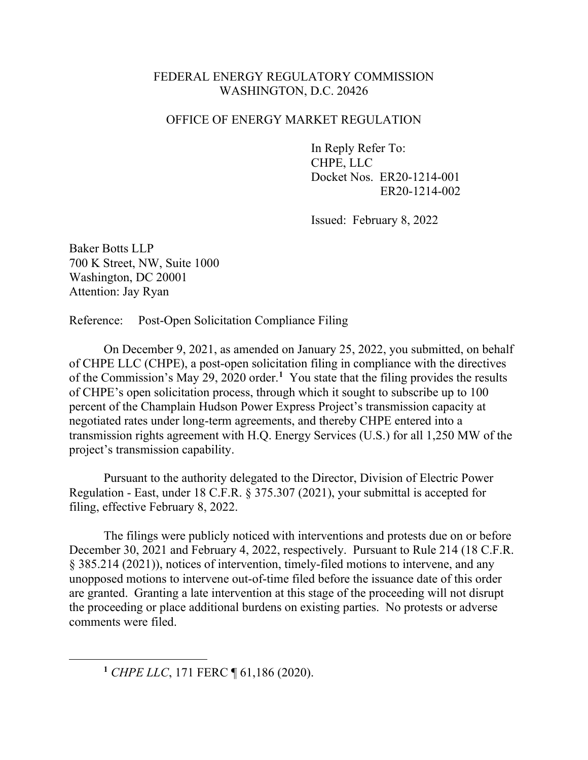FEDERAL ENERGY REGULATORY COMMISSION
WASHINGTON, D.C. 20426

OFFICE OF ENERGY MARKET REGULATION

In Reply Refer To:
CHPE, LLC
Docket Nos. ER20-1214-001
ER20-1214-002

Issued: February 8, 2022

Baker Botts LLP
700 K Street, NW, Suite 1000
Washington, DC 20001
Attention: Jay Ryan

Reference: Post-Open Solicitation Compliance Filing

On December 9, 2021, as amended on January 25, 2022, you submitted, on behalf of CHPE LLC (CHPE), a post-open solicitation filing in compliance with the directives of the Commission's May 29, 2020 order.[1] You state that the filing provides the results of CHPE's open solicitation process, through which it sought to subscribe up to 100 percent of the Champlain Hudson Power Express Project's transmission capacity at negotiated rates under long-term agreements, and thereby CHPE entered into a transmission rights agreement with H.Q. Energy Services (U.S.) for all 1,250 MW of the project's transmission capability.

Pursuant to the authority delegated to the Director, Division of Electric Power Regulation - East, under 18 C.F.R. § 375.307 (2021), your submittal is accepted for filing, effective February 8, 2022.

The filings were publicly noticed with interventions and protests due on or before December 30, 2021 and February 4, 2022, respectively. Pursuant to Rule 214 (18 C.F.R. § 385.214 (2021)), notices of intervention, timely-filed motions to intervene, and any unopposed motions to intervene out-of-time filed before the issuance date of this order are granted. Granting a late intervention at this stage of the proceeding will not disrupt the proceeding or place additional burdens on existing parties. No protests or adverse comments were filed.

---

[1] *CHPE LLC*, 171 FERC ¶ 61,186 (2020).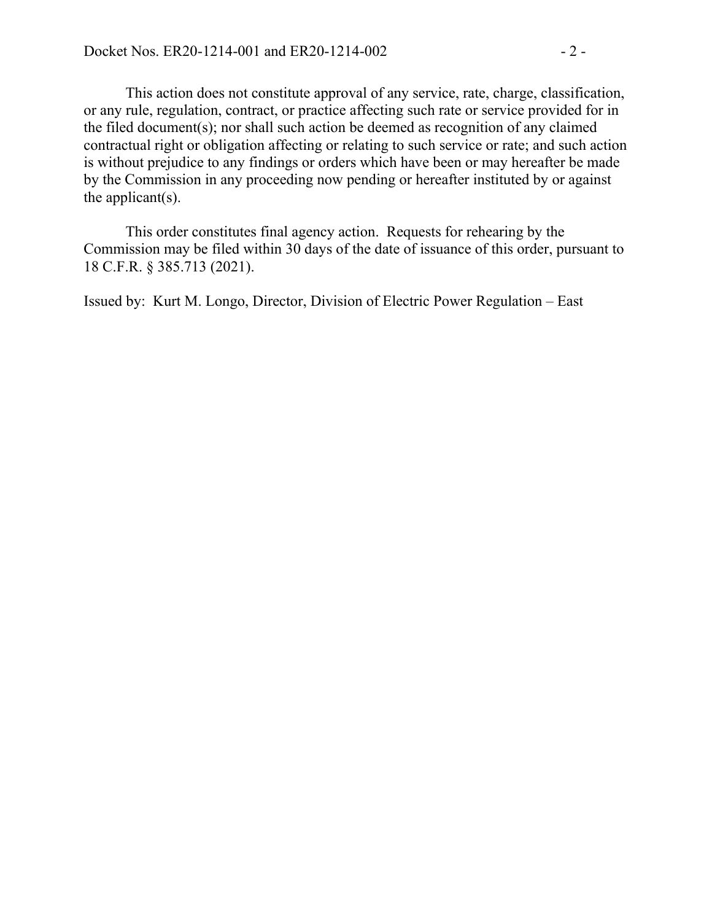This action does not constitute approval of any service, rate, charge, classification, or any rule, regulation, contract, or practice affecting such rate or service provided for in the filed document(s); nor shall such action be deemed as recognition of any claimed contractual right or obligation affecting or relating to such service or rate; and such action is without prejudice to any findings or orders which have been or may hereafter be made by the Commission in any proceeding now pending or hereafter instituted by or against the applicant(s).

This order constitutes final agency action. Requests for rehearing by the Commission may be filed within 30 days of the date of issuance of this order, pursuant to 18 C.F.R. § 385.713 (2021).

Issued by: Kurt M. Longo, Director, Division of Electric Power Regulation – East